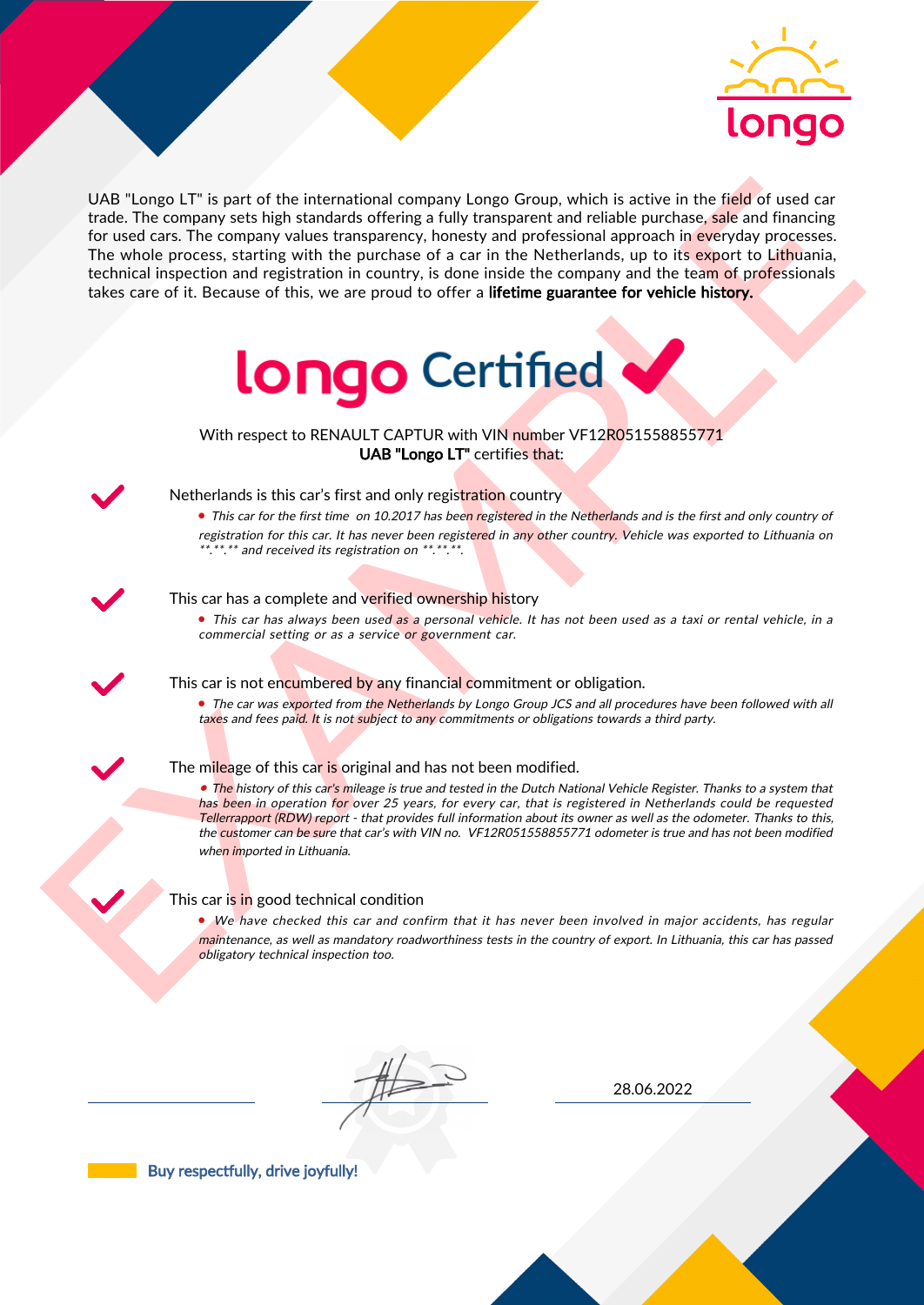UAB "Longo LT" is part of the international company Longo Group, which is active in the field of used car trade. The company sets high standards offering a fully transparent and reliable purchase, sale and financing for used cars. The company values transparency, honesty and professional approach in everyday processes. The whole process, starting with the purchase of a car in the Netherlands, up to its export to Lithuania, technical inspection and registration in country, is done inside the company and the team of professionals takes care of it. Because of this, we are proud to offer a **lifetime guarantee for vehicle history.**

# longo Certified

With respect to RENAULT CAPTUR with VIN number VF12R051558855771
**UAB "Longo LT"** certifies that:

## Netherlands is this car's first and only registration country

- *This car for the first time on 10.2017 has been registered in the Netherlands and is the first and only country of registration for this car. It has never been registered in any other country. Vehicle was exported to Lithuania on \*\*.\*\*.\*\* and received its registration on \*\*.\*\*.\*\*.*

## This car has a complete and verified ownership history

- *This car has always been used as a personal vehicle. It has not been used as a taxi or rental vehicle, in a commercial setting or as a service or government car.*

## This car is not encumbered by any financial commitment or obligation.

- *The car was exported from the Netherlands by Longo Group JCS and all procedures have been followed with all taxes and fees paid. It is not subject to any commitments or obligations towards a third party.*

## The mileage of this car is original and has not been modified.

- *The history of this car's mileage is true and tested in the Dutch National Vehicle Register. Thanks to a system that has been in operation for over 25 years, for every car, that is registered in Netherlands could be requested Tellerrapport (RDW) report - that provides full information about its owner as well as the odometer. Thanks to this, the customer can be sure that car's with VIN no. VF12R051558855771 odometer is true and has not been modified when imported in Lithuania.*

## This car is in good technical condition

- *We have checked this car and confirm that it has never been involved in major accidents, has regular maintenance, as well as mandatory roadworthiness tests in the country of export. In Lithuania, this car has passed obligatory technical inspection too.*

28.06.2022

Buy respectfully, drive joyfully!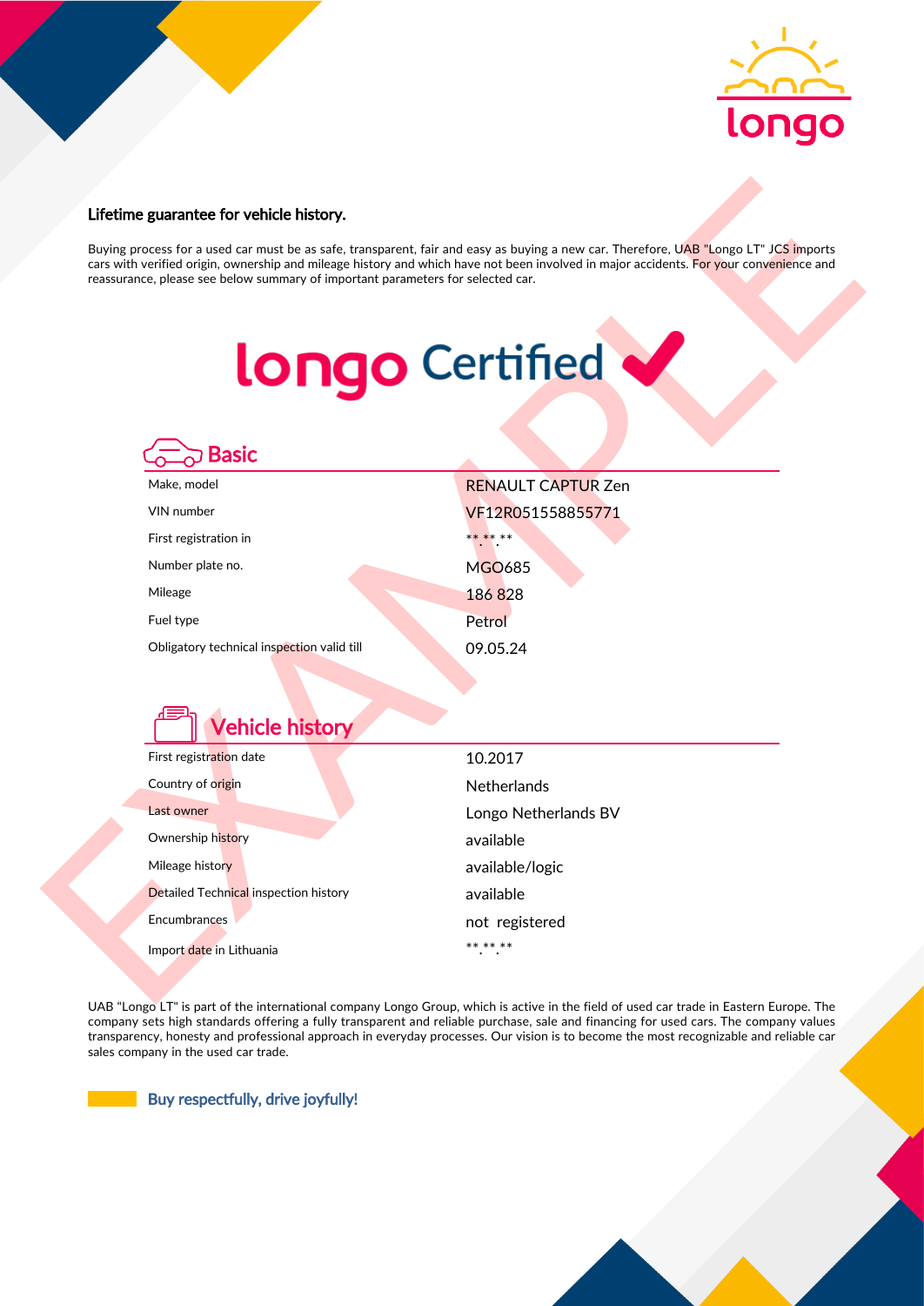**Lifetime guarantee for vehicle history.**

Buying process for a used car must be as safe, transparent, fair and easy as buying a new car. Therefore, UAB "Longo LT" JCS imports cars with verified origin, ownership and mileage history and which have not been involved in major accidents. For your convenience and reassurance, please see below summary of important parameters for selected car.

# longo Certified ✔

## Basic

| | |
|---|---|
| Make, model | RENAULT CAPTUR Zen |
| VIN number | VF12R051558855771 |
| First registration in | **.**.** |
| Number plate no. | MGO685 |
| Mileage | 186 828 |
| Fuel type | Petrol |
| Obligatory technical inspection valid till | 09.05.24 |

## Vehicle history

| | |
|---|---|
| First registration date | 10.2017 |
| Country of origin | Netherlands |
| Last owner | Longo Netherlands BV |
| Ownership history | available |
| Mileage history | available/logic |
| Detailed Technical inspection history | available |
| Encumbrances | not registered |
| Import date in Lithuania | **.**.** |

EXAMPLE

UAB "Longo LT" is part of the international company Longo Group, which is active in the field of used car trade in Eastern Europe. The company sets high standards offering a fully transparent and reliable purchase, sale and financing for used cars. The company values transparency, honesty and professional approach in everyday processes. Our vision is to become the most recognizable and reliable car sales company in the used car trade.

Buy respectfully, drive joyfully!